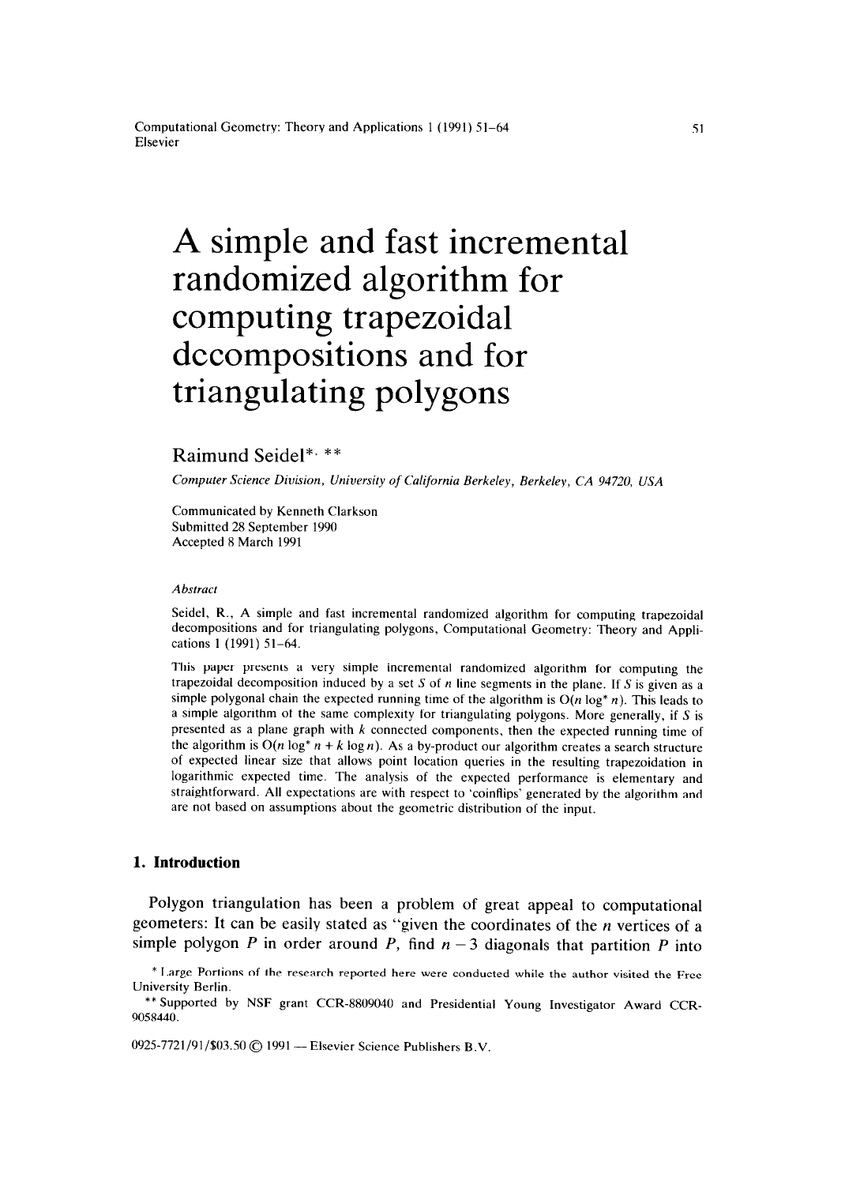# A simple and fast incremental randomized algorithm for computing trapezoidal dccompositions and for triangulating polygons

Raimund Seidel*, **

*Computer Science Division, University of California Berkeley, Berkeley, CA 94720, USA*

Communicated by Kenneth Clarkson
Submitted 28 September 1990
Accepted 8 March 1991

*Abstract*

Seidel, R., A simple and fast incremental randomized algorithm for computing trapezoidal decompositions and for triangulating polygons, Computational Geometry: Theory and Applications 1 (1991) 51–64.

This paper presents a very simple incremental randomized algorithm for computing the trapezoidal decomposition induced by a set $S$ of $n$ line segments in the plane. If $S$ is given as a simple polygonal chain the expected running time of the algorithm is $O(n \log^* n)$. This leads to a simple algorithm of the same complexity for triangulating polygons. More generally, if $S$ is presented as a plane graph with $k$ connected components, then the expected running time of the algorithm is $O(n \log^* n + k \log n)$. As a by-product our algorithm creates a search structure of expected linear size that allows point location queries in the resulting trapezoidation in logarithmic expected time. The analysis of the expected performance is elementary and straightforward. All expectations are with respect to 'coinflips' generated by the algorithm and are not based on assumptions about the geometric distribution of the input.

## 1. Introduction

Polygon triangulation has been a problem of great appeal to computational geometers: It can be easily stated as "given the coordinates of the $n$ vertices of a simple polygon $P$ in order around $P$, find $n-3$ diagonals that partition $P$ into

* Large Portions of the research reported here were conducted while the author visited the Free University Berlin.

** Supported by NSF grant CCR-8809040 and Presidential Young Investigator Award CCR-9058440.

0925-7721/91/$03.50 © 1991 — Elsevier Science Publishers B.V.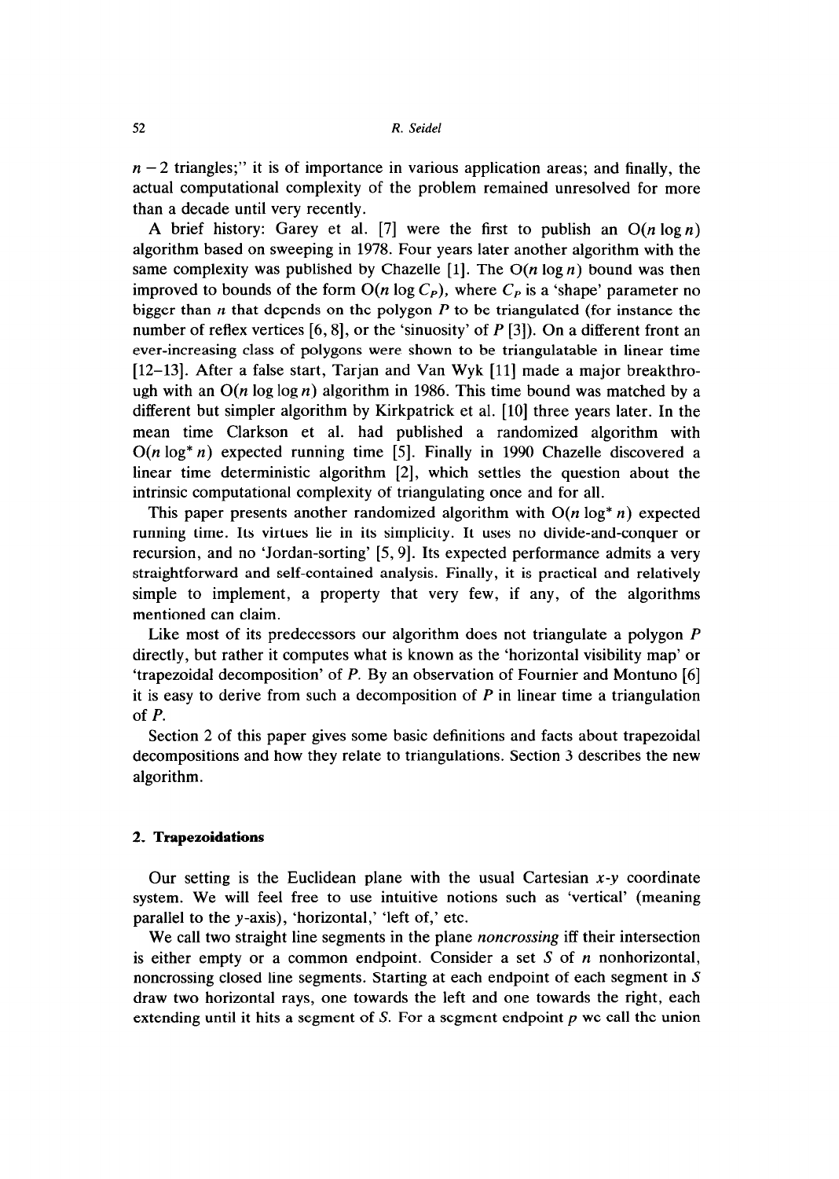$n-2$ triangles;" it is of importance in various application areas; and finally, the actual computational complexity of the problem remained unresolved for more than a decade until very recently.

A brief history: Garey et al. [7] were the first to publish an $O(n \log n)$ algorithm based on sweeping in 1978. Four years later another algorithm with the same complexity was published by Chazelle [1]. The $O(n \log n)$ bound was then improved to bounds of the form $O(n \log C_P)$, where $C_P$ is a 'shape' parameter no bigger than $n$ that depends on the polygon $P$ to be triangulated (for instance the number of reflex vertices [6, 8], or the 'sinuosity' of $P$ [3]). On a different front an ever-increasing class of polygons were shown to be triangulatable in linear time [12–13]. After a false start, Tarjan and Van Wyk [11] made a major breakthrough with an $O(n \log \log n)$ algorithm in 1986. This time bound was matched by a different but simpler algorithm by Kirkpatrick et al. [10] three years later. In the mean time Clarkson et al. had published a randomized algorithm with $O(n \log^* n)$ expected running time [5]. Finally in 1990 Chazelle discovered a linear time deterministic algorithm [2], which settles the question about the intrinsic computational complexity of triangulating once and for all.

This paper presents another randomized algorithm with $O(n \log^* n)$ expected running time. Its virtues lie in its simplicity. It uses no divide-and-conquer or recursion, and no 'Jordan-sorting' [5, 9]. Its expected performance admits a very straightforward and self-contained analysis. Finally, it is practical and relatively simple to implement, a property that very few, if any, of the algorithms mentioned can claim.

Like most of its predecessors our algorithm does not triangulate a polygon $P$ directly, but rather it computes what is known as the 'horizontal visibility map' or 'trapezoidal decomposition' of $P$. By an observation of Fournier and Montuno [6] it is easy to derive from such a decomposition of $P$ in linear time a triangulation of $P$.

Section 2 of this paper gives some basic definitions and facts about trapezoidal decompositions and how they relate to triangulations. Section 3 describes the new algorithm.

## 2. Trapezoidations

Our setting is the Euclidean plane with the usual Cartesian $x$-$y$ coordinate system. We will feel free to use intuitive notions such as 'vertical' (meaning parallel to the $y$-axis), 'horizontal,' 'left of,' etc.

We call two straight line segments in the plane *noncrossing* iff their intersection is either empty or a common endpoint. Consider a set $S$ of $n$ nonhorizontal, noncrossing closed line segments. Starting at each endpoint of each segment in $S$ draw two horizontal rays, one towards the left and one towards the right, each extending until it hits a segment of $S$. For a segment endpoint $p$ we call the union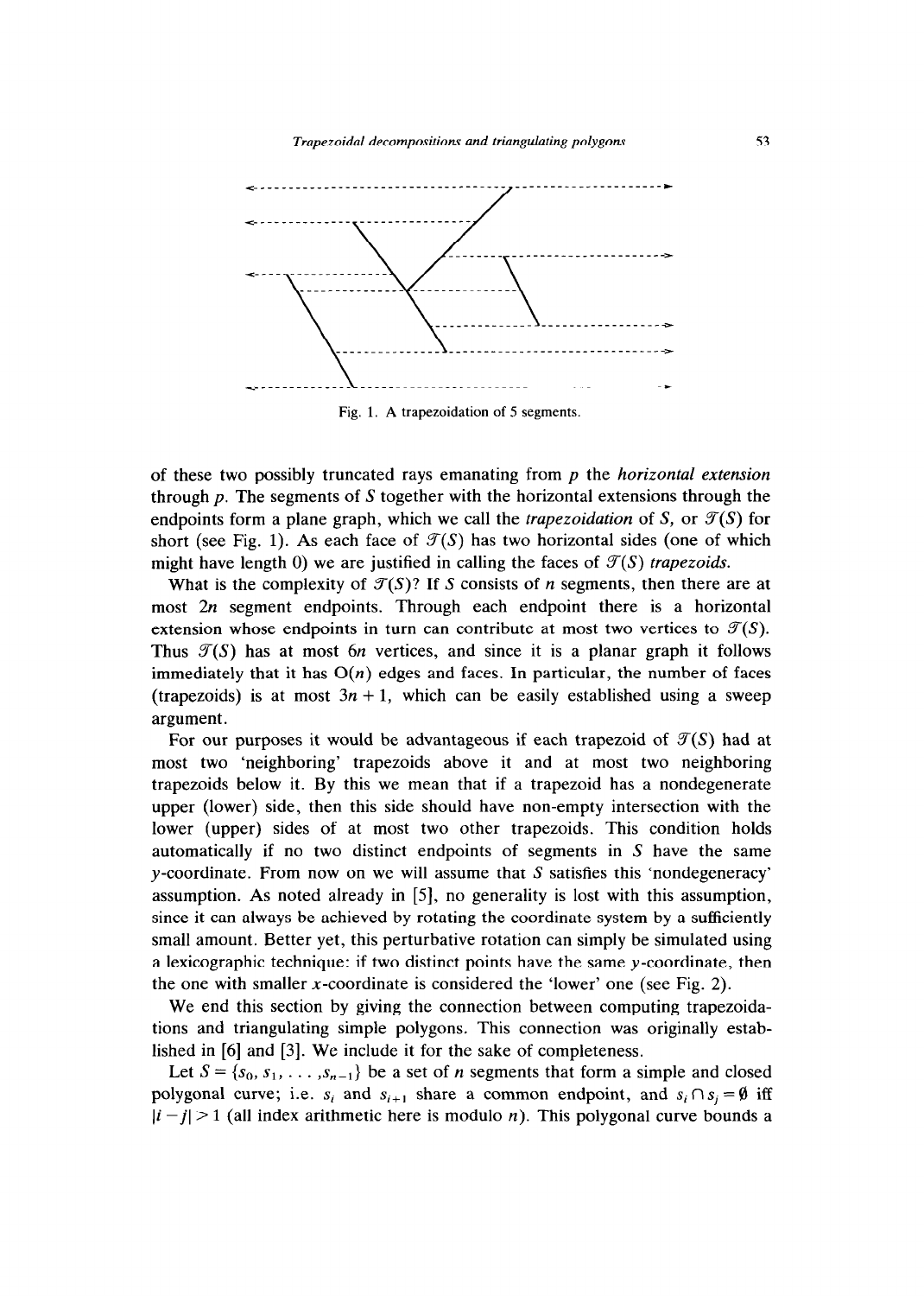Fig. 1. A trapezoidation of 5 segments.

of these two possibly truncated rays emanating from $p$ the *horizontal extension* through $p$. The segments of $S$ together with the horizontal extensions through the endpoints form a plane graph, which we call the *trapezoidation* of $S$, or $\mathcal{T}(S)$ for short (see Fig. 1). As each face of $\mathcal{T}(S)$ has two horizontal sides (one of which might have length 0) we are justified in calling the faces of $\mathcal{T}(S)$ *trapezoids*.

What is the complexity of $\mathcal{T}(S)$? If $S$ consists of $n$ segments, then there are at most $2n$ segment endpoints. Through each endpoint there is a horizontal extension whose endpoints in turn can contribute at most two vertices to $\mathcal{T}(S)$. Thus $\mathcal{T}(S)$ has at most $6n$ vertices, and since it is a planar graph it follows immediately that it has $O(n)$ edges and faces. In particular, the number of faces (trapezoids) is at most $3n + 1$, which can be easily established using a sweep argument.

For our purposes it would be advantageous if each trapezoid of $\mathcal{T}(S)$ had at most two 'neighboring' trapezoids above it and at most two neighboring trapezoids below it. By this we mean that if a trapezoid has a nondegenerate upper (lower) side, then this side should have non-empty intersection with the lower (upper) sides of at most two other trapezoids. This condition holds automatically if no two distinct endpoints of segments in $S$ have the same $y$-coordinate. From now on we will assume that $S$ satisfies this 'nondegeneracy' assumption. As noted already in [5], no generality is lost with this assumption, since it can always be achieved by rotating the coordinate system by a sufficiently small amount. Better yet, this perturbative rotation can simply be simulated using a lexicographic technique: if two distinct points have the same $y$-coordinate, then the one with smaller $x$-coordinate is considered the 'lower' one (see Fig. 2).

We end this section by giving the connection between computing trapezoidations and triangulating simple polygons. This connection was originally established in [6] and [3]. We include it for the sake of completeness.

Let $S = \{s_0, s_1, \ldots, s_{n-1}\}$ be a set of $n$ segments that form a simple and closed polygonal curve; i.e. $s_i$ and $s_{i+1}$ share a common endpoint, and $s_i \cap s_j = \emptyset$ iff $|i - j| > 1$ (all index arithmetic here is modulo $n$). This polygonal curve bounds a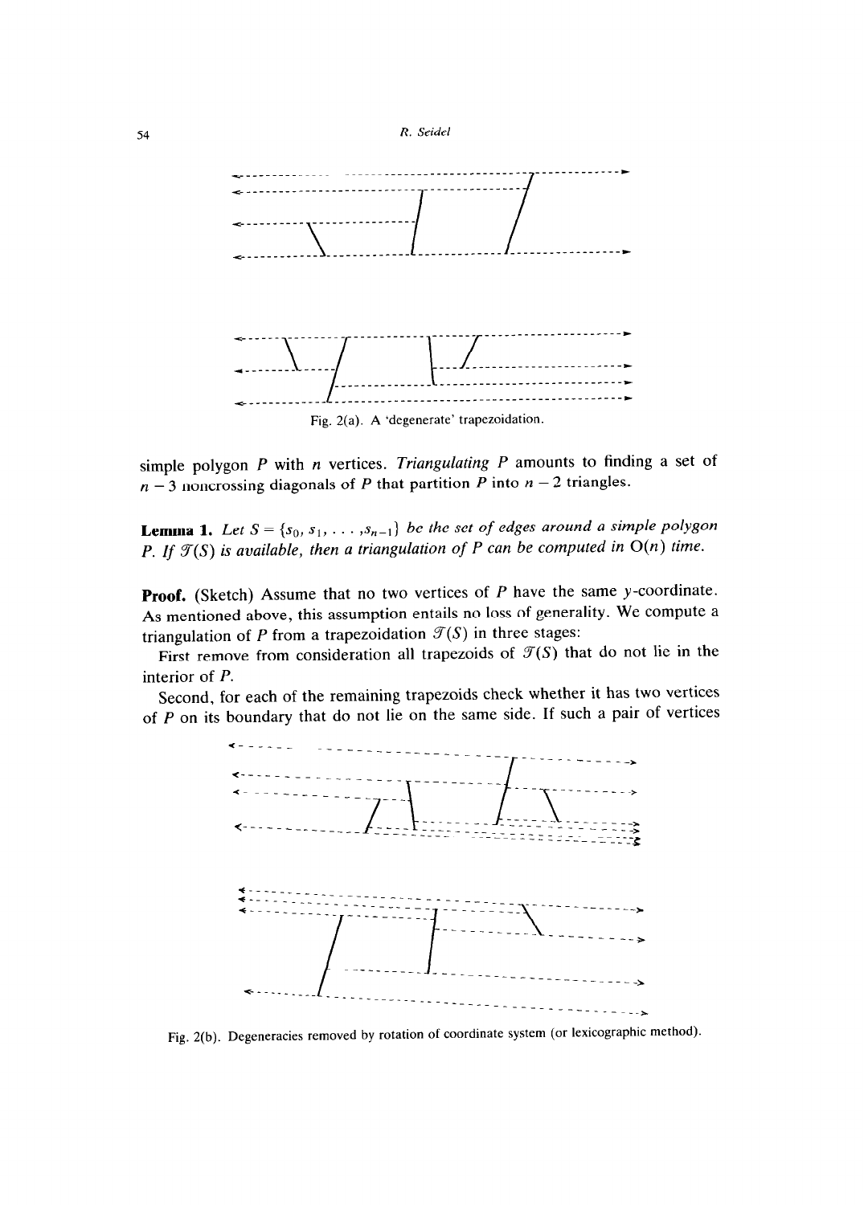Fig. 2(a). A 'degenerate' trapezoidation.

simple polygon $P$ with $n$ vertices. *Triangulating* $P$ amounts to finding a set of $n-3$ noncrossing diagonals of $P$ that partition $P$ into $n-2$ triangles.

**Lemma 1.** *Let* $S = \{s_0, s_1, \ldots, s_{n-1}\}$ *be the set of edges around a simple polygon* $P$. *If* $\mathcal{T}(S)$ *is available, then a triangulation of* $P$ *can be computed in* $O(n)$ *time.*

**Proof.** (Sketch) Assume that no two vertices of $P$ have the same $y$-coordinate. As mentioned above, this assumption entails no loss of generality. We compute a triangulation of $P$ from a trapezoidation $\mathcal{T}(S)$ in three stages:

First remove from consideration all trapezoids of $\mathcal{T}(S)$ that do not lie in the interior of $P$.

Second, for each of the remaining trapezoids check whether it has two vertices of $P$ on its boundary that do not lie on the same side. If such a pair of vertices

Fig. 2(b). Degeneracies removed by rotation of coordinate system (or lexicographic method).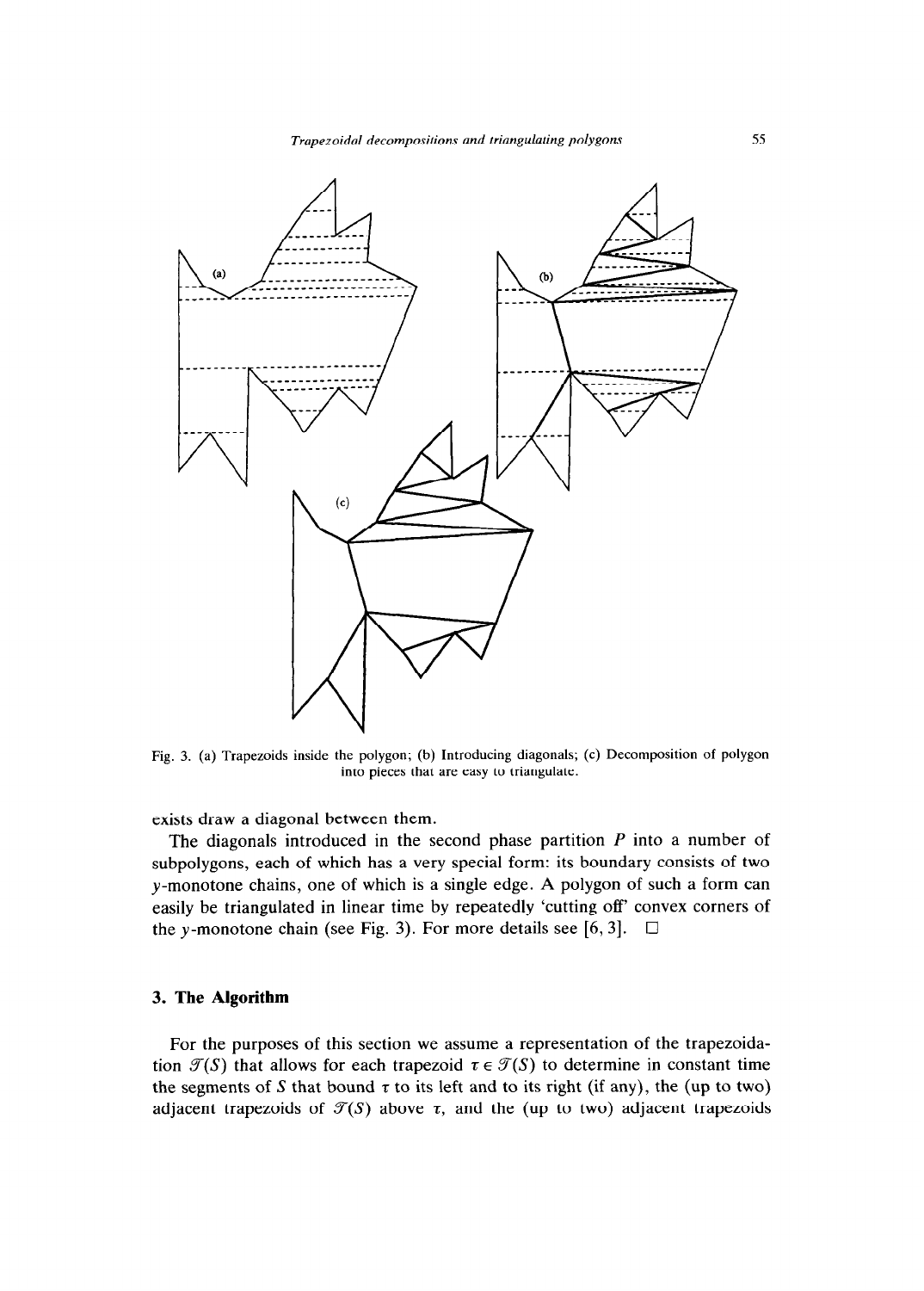(a)

(b)

(c)

Fig. 3. (a) Trapezoids inside the polygon; (b) Introducing diagonals; (c) Decomposition of polygon into pieces that are easy to triangulate.

exists draw a diagonal between them.

The diagonals introduced in the second phase partition $P$ into a number of subpolygons, each of which has a very special form: its boundary consists of two $y$-monotone chains, one of which is a single edge. A polygon of such a form can easily be triangulated in linear time by repeatedly 'cutting off' convex corners of the $y$-monotone chain (see Fig. 3). For more details see [6, 3]. □

## 3. The Algorithm

For the purposes of this section we assume a representation of the trapezoidation $\mathcal{T}(S)$ that allows for each trapezoid $\tau \in \mathcal{T}(S)$ to determine in constant time the segments of $S$ that bound $\tau$ to its left and to its right (if any), the (up to two) adjacent trapezoids of $\mathcal{T}(S)$ above $\tau$, and the (up to two) adjacent trapezoids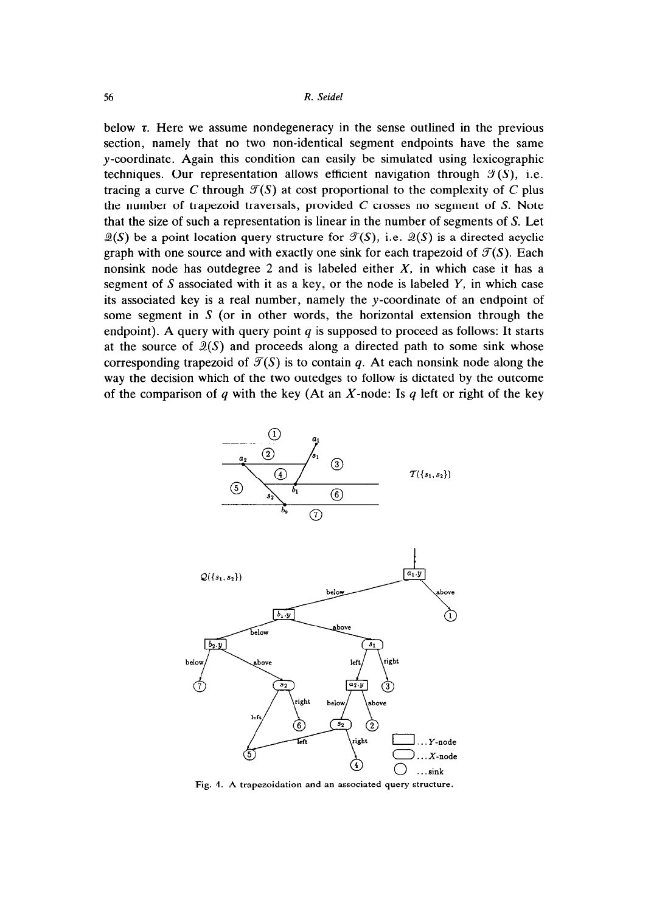below $\tau$. Here we assume nondegeneracy in the sense outlined in the previous section, namely that no two non-identical segment endpoints have the same $y$-coordinate. Again this condition can easily be simulated using lexicographic techniques. Our representation allows efficient navigation through $\mathcal{T}(S)$, i.e. tracing a curve $C$ through $\mathcal{T}(S)$ at cost proportional to the complexity of $C$ plus the number of trapezoid traversals, provided $C$ crosses no segment of $S$. Note that the size of such a representation is linear in the number of segments of $S$. Let $\mathcal{Q}(S)$ be a point location query structure for $\mathcal{T}(S)$, i.e. $\mathcal{Q}(S)$ is a directed acyclic graph with one source and with exactly one sink for each trapezoid of $\mathcal{T}(S)$. Each nonsink node has outdegree 2 and is labeled either $X$, in which case it has a segment of $S$ associated with it as a key, or the node is labeled $Y$, in which case its associated key is a real number, namely the $y$-coordinate of an endpoint of some segment in $S$ (or in other words, the horizontal extension through the endpoint). A query with query point $q$ is supposed to proceed as follows: It starts at the source of $\mathcal{Q}(S)$ and proceeds along a directed path to some sink whose corresponding trapezoid of $\mathcal{T}(S)$ is to contain $q$. At each nonsink node along the way the decision which of the two outedges to follow is dictated by the outcome of the comparison of $q$ with the key (At an $X$-node: Is $q$ left or right of the key

$\mathcal{T}(\{s_1, s_2\})$

$a_1$ $s_1$ $a_2$ $b_1$ $s_2$ $b_2$

1 2 3 4 5 6 7

$\mathcal{Q}(\{s_1, s_2\})$

$a_1.y$ $b_1.y$ $b_2.y$ $s_1$ $s_2$ $a_2.y$ $s_2$

below above below above below above left right left right below above left right

1 7 6 5 3 2 4

... Y-node

... X-node

... sink

Fig. 4. A trapezoidation and an associated query structure.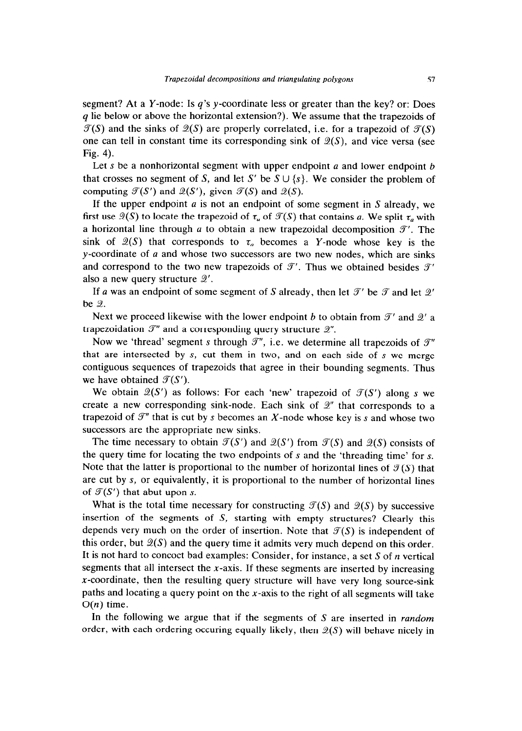segment? At a $Y$-node: Is $q$'s $y$-coordinate less or greater than the key? or: Does $q$ lie below or above the horizontal extension?). We assume that the trapezoids of $\mathcal{T}(S)$ and the sinks of $\mathcal{Q}(S)$ are properly correlated, i.e. for a trapezoid of $\mathcal{T}(S)$ one can tell in constant time its corresponding sink of $\mathcal{Q}(S)$, and vice versa (see Fig. 4).

Let $s$ be a nonhorizontal segment with upper endpoint $a$ and lower endpoint $b$ that crosses no segment of $S$, and let $S'$ be $S \cup \{s\}$. We consider the problem of computing $\mathcal{T}(S')$ and $\mathcal{Q}(S')$, given $\mathcal{T}(S)$ and $\mathcal{Q}(S)$.

If the upper endpoint $a$ is not an endpoint of some segment in $S$ already, we first use $\mathcal{Q}(S)$ to locate the trapezoid of $\tau_a$ of $\mathcal{T}(S)$ that contains $a$. We split $\tau_a$ with a horizontal line through $a$ to obtain a new trapezoidal decomposition $\mathcal{T}'$. The sink of $\mathcal{Q}(S)$ that corresponds to $\tau_a$ becomes a $Y$-node whose key is the $y$-coordinate of $a$ and whose two successors are two new nodes, which are sinks and correspond to the two new trapezoids of $\mathcal{T}'$. Thus we obtained besides $\mathcal{T}'$ also a new query structure $\mathcal{Q}'$.

If $a$ was an endpoint of some segment of $S$ already, then let $\mathcal{T}'$ be $\mathcal{T}$ and let $\mathcal{Q}'$ be $\mathcal{Q}$.

Next we proceed likewise with the lower endpoint $b$ to obtain from $\mathcal{T}'$ and $\mathcal{Q}'$ a trapezoidation $\mathcal{T}''$ and a corresponding query structure $\mathcal{Q}''$.

Now we 'thread' segment $s$ through $\mathcal{T}''$, i.e. we determine all trapezoids of $\mathcal{T}''$ that are intersected by $s$, cut them in two, and on each side of $s$ we merge contiguous sequences of trapezoids that agree in their bounding segments. Thus we have obtained $\mathcal{T}(S')$.

We obtain $\mathcal{Q}(S')$ as follows: For each 'new' trapezoid of $\mathcal{T}(S')$ along $s$ we create a new corresponding sink-node. Each sink of $\mathcal{Q}''$ that corresponds to a trapezoid of $\mathcal{T}''$ that is cut by $s$ becomes an $X$-node whose key is $s$ and whose two successors are the appropriate new sinks.

The time necessary to obtain $\mathcal{T}(S')$ and $\mathcal{Q}(S')$ from $\mathcal{T}(S)$ and $\mathcal{Q}(S)$ consists of the query time for locating the two endpoints of $s$ and the 'threading time' for $s$. Note that the latter is proportional to the number of horizontal lines of $\mathcal{T}(S)$ that are cut by $s$, or equivalently, it is proportional to the number of horizontal lines of $\mathcal{T}(S')$ that abut upon $s$.

What is the total time necessary for constructing $\mathcal{T}(S)$ and $\mathcal{Q}(S)$ by successive insertion of the segments of $S$, starting with empty structures? Clearly this depends very much on the order of insertion. Note that $\mathcal{T}(S)$ is independent of this order, but $\mathcal{Q}(S)$ and the query time it admits very much depend on this order. It is not hard to concoct bad examples: Consider, for instance, a set $S$ of $n$ vertical segments that all intersect the $x$-axis. If these segments are inserted by increasing $x$-coordinate, then the resulting query structure will have very long source-sink paths and locating a query point on the $x$-axis to the right of all segments will take $O(n)$ time.

In the following we argue that if the segments of $S$ are inserted in *random* order, with each ordering occuring equally likely, then $\mathcal{Q}(S)$ will behave nicely in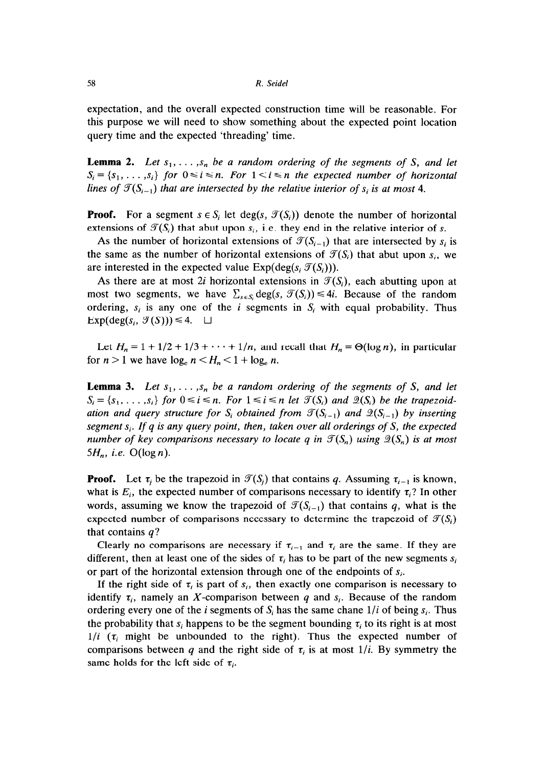expectation, and the overall expected construction time will be reasonable. For this purpose we will need to show something about the expected point location query time and the expected 'threading' time.

**Lemma 2.** *Let $s_1, \ldots, s_n$ be a random ordering of the segments of $S$, and let $S_i = \{s_1, \ldots, s_i\}$ for $0 \leq i \leq n$. For $1 < i \leq n$ the expected number of horizontal lines of $\mathcal{T}(S_{i-1})$ that are intersected by the relative interior of $s_i$ is at most 4.*

**Proof.** For a segment $s \in S_i$ let $\deg(s, \mathcal{T}(S_i))$ denote the number of horizontal extensions of $\mathcal{T}(S_i)$ that abut upon $s_i$, i.e. they end in the relative interior of $s$.

As the number of horizontal extensions of $\mathcal{T}(S_{i-1})$ that are intersected by $s_i$ is the same as the number of horizontal extensions of $\mathcal{T}(S_i)$ that abut upon $s_i$, we are interested in the expected value $\text{Exp}(\deg(s_i\ \mathcal{T}(S_i)))$.

As there are at most $2i$ horizontal extensions in $\mathcal{T}(S_i)$, each abutting upon at most two segments, we have $\sum_{s \in S_i} \deg(s, \mathcal{T}(S_i)) \leq 4i$. Because of the random ordering, $s_i$ is any one of the $i$ segments in $S_i$ with equal probability. Thus $\text{Exp}(\deg(s_i, \mathcal{T}(S))) \leq 4$. $\square$

Let $H_n = 1 + 1/2 + 1/3 + \cdots + 1/n$, and recall that $H_n = \Theta(\log n)$, in particular for $n > 1$ we have $\log_e n < H_n < 1 + \log_e n$.

**Lemma 3.** *Let $s_1, \ldots, s_n$ be a random ordering of the segments of $S$, and let $S_i = \{s_1, \ldots, s_i\}$ for $0 \leq i \leq n$. For $1 \leq i \leq n$ let $\mathcal{T}(S_i)$ and $\mathcal{Q}(S_i)$ be the trapezoidation and query structure for $S_i$ obtained from $\mathcal{T}(S_{i-1})$ and $\mathcal{Q}(S_{i-1})$ by inserting segment $s_i$. If $q$ is any query point, then, taken over all orderings of $S$, the expected number of key comparisons necessary to locate $q$ in $\mathcal{T}(S_n)$ using $\mathcal{Q}(S_n)$ is at most $5H_n$, i.e. $O(\log n)$.*

**Proof.** Let $\tau_j$ be the trapezoid in $\mathcal{T}(S_j)$ that contains $q$. Assuming $\tau_{i-1}$ is known, what is $E_i$, the expected number of comparisons necessary to identify $\tau_i$? In other words, assuming we know the trapezoid of $\mathcal{T}(S_{i-1})$ that contains $q$, what is the expected number of comparisons necessary to determine the trapezoid of $\mathcal{T}(S_i)$ that contains $q$?

Clearly no comparisons are necessary if $\tau_{i-1}$ and $\tau_i$ are the same. If they are different, then at least one of the sides of $\tau_i$ has to be part of the new segments $s_i$ or part of the horizontal extension through one of the endpoints of $s_i$.

If the right side of $\tau_i$ is part of $s_i$, then exactly one comparison is necessary to identify $\tau_i$, namely an $X$-comparison between $q$ and $s_i$. Because of the random ordering every one of the $i$ segments of $S_i$ has the same chane $1/i$ of being $s_i$. Thus the probability that $s_i$ happens to be the segment bounding $\tau_i$ to its right is at most $1/i$ ($\tau_i$ might be unbounded to the right). Thus the expected number of comparisons between $q$ and the right side of $\tau_i$ is at most $1/i$. By symmetry the same holds for the left side of $\tau_i$.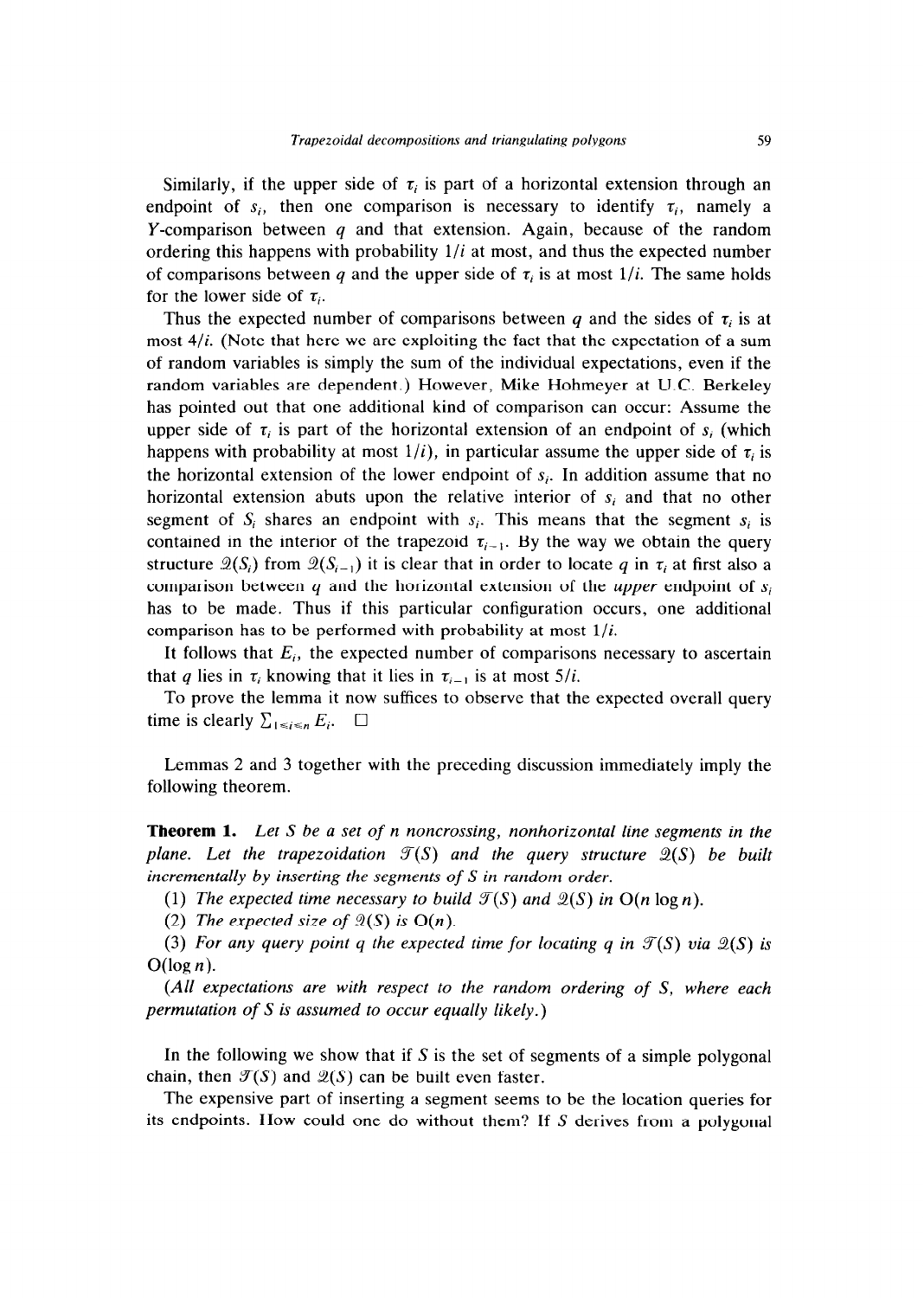Similarly, if the upper side of $\tau_i$ is part of a horizontal extension through an endpoint of $s_i$, then one comparison is necessary to identify $\tau_i$, namely a $Y$-comparison between $q$ and that extension. Again, because of the random ordering this happens with probability $1/i$ at most, and thus the expected number of comparisons between $q$ and the upper side of $\tau_i$ is at most $1/i$. The same holds for the lower side of $\tau_i$.

Thus the expected number of comparisons between $q$ and the sides of $\tau_i$ is at most $4/i$. (Note that here we are exploiting the fact that the expectation of a sum of random variables is simply the sum of the individual expectations, even if the random variables are dependent.) However, Mike Hohmeyer at U.C. Berkeley has pointed out that one additional kind of comparison can occur: Assume the upper side of $\tau_i$ is part of the horizontal extension of an endpoint of $s_i$ (which happens with probability at most $1/i$), in particular assume the upper side of $\tau_i$ is the horizontal extension of the lower endpoint of $s_i$. In addition assume that no horizontal extension abuts upon the relative interior of $s_i$ and that no other segment of $S_i$ shares an endpoint with $s_i$. This means that the segment $s_i$ is contained in the interior of the trapezoid $\tau_{i-1}$. By the way we obtain the query structure $\mathcal{Q}(S_i)$ from $\mathcal{Q}(S_{i-1})$ it is clear that in order to locate $q$ in $\tau_i$ at first also a comparison between $q$ and the horizontal extension of the *upper* endpoint of $s_i$ has to be made. Thus if this particular configuration occurs, one additional comparison has to be performed with probability at most $1/i$.

It follows that $E_i$, the expected number of comparisons necessary to ascertain that $q$ lies in $\tau_i$ knowing that it lies in $\tau_{i-1}$ is at most $5/i$.

To prove the lemma it now suffices to observe that the expected overall query time is clearly $\sum_{1 \leq i \leq n} E_i$. $\square$

Lemmas 2 and 3 together with the preceding discussion immediately imply the following theorem.

**Theorem 1.** *Let $S$ be a set of $n$ noncrossing, nonhorizontal line segments in the plane. Let the trapezoidation $\mathcal{T}(S)$ and the query structure $\mathcal{Q}(S)$ be built incrementally by inserting the segments of $S$ in random order.*

(1) *The expected time necessary to build $\mathcal{T}(S)$ and $\mathcal{Q}(S)$ in $O(n \log n)$.*

(2) *The expected size of $\mathcal{Q}(S)$ is $O(n)$.*

(3) *For any query point $q$ the expected time for locating $q$ in $\mathcal{T}(S)$ via $\mathcal{Q}(S)$ is $O(\log n)$.*

*(All expectations are with respect to the random ordering of $S$, where each permutation of $S$ is assumed to occur equally likely.)*

In the following we show that if $S$ is the set of segments of a simple polygonal chain, then $\mathcal{T}(S)$ and $\mathcal{Q}(S)$ can be built even faster.

The expensive part of inserting a segment seems to be the location queries for its endpoints. How could one do without them? If $S$ derives from a polygonal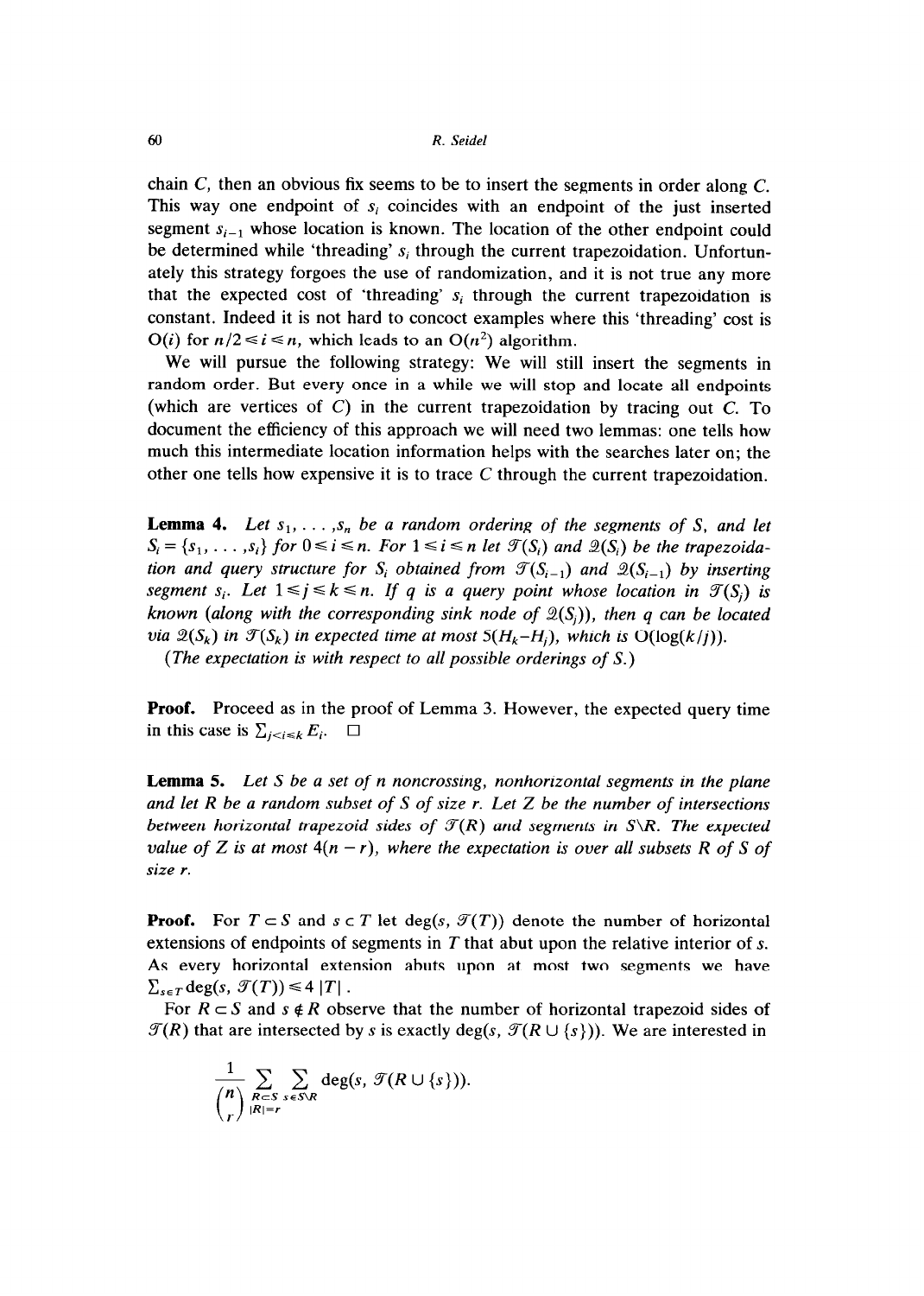chain $C$, then an obvious fix seems to be to insert the segments in order along $C$. This way one endpoint of $s_i$ coincides with an endpoint of the just inserted segment $s_{i-1}$ whose location is known. The location of the other endpoint could be determined while 'threading' $s_i$ through the current trapezoidation. Unfortunately this strategy forgoes the use of randomization, and it is not true any more that the expected cost of 'threading' $s_i$ through the current trapezoidation is constant. Indeed it is not hard to concoct examples where this 'threading' cost is $O(i)$ for $n/2 \leq i \leq n$, which leads to an $O(n^2)$ algorithm.

We will pursue the following strategy: We will still insert the segments in random order. But every once in a while we will stop and locate all endpoints (which are vertices of $C$) in the current trapezoidation by tracing out $C$. To document the efficiency of this approach we will need two lemmas: one tells how much this intermediate location information helps with the searches later on; the other one tells how expensive it is to trace $C$ through the current trapezoidation.

**Lemma 4.** *Let $s_1, \ldots, s_n$ be a random ordering of the segments of $S$, and let $S_i = \{s_1, \ldots, s_i\}$ for $0 \leq i \leq n$. For $1 \leq i \leq n$ let $\mathcal{T}(S_i)$ and $\mathcal{Q}(S_i)$ be the trapezoidation and query structure for $S_i$ obtained from $\mathcal{T}(S_{i-1})$ and $\mathcal{Q}(S_{i-1})$ by inserting segment $s_i$. Let $1 \leq j \leq k \leq n$. If $q$ is a query point whose location in $\mathcal{T}(S_j)$ is known (along with the corresponding sink node of $\mathcal{Q}(S_j)$), then $q$ can be located via $\mathcal{Q}(S_k)$ in $\mathcal{T}(S_k)$ in expected time at most $5(H_k - H_j)$, which is $O(\log(k/j))$.*

*(The expectation is with respect to all possible orderings of $S$.)*

**Proof.** Proceed as in the proof of Lemma 3. However, the expected query time in this case is $\sum_{j<i\leq k} E_i$. $\square$

**Lemma 5.** *Let $S$ be a set of $n$ noncrossing, nonhorizontal segments in the plane and let $R$ be a random subset of $S$ of size $r$. Let $Z$ be the number of intersections between horizontal trapezoid sides of $\mathcal{T}(R)$ and segments in $S \backslash R$. The expected value of $Z$ is at most $4(n - r)$, where the expectation is over all subsets $R$ of $S$ of size $r$.*

**Proof.** For $T \subset S$ and $s \subset T$ let $\deg(s, \mathcal{T}(T))$ denote the number of horizontal extensions of endpoints of segments in $T$ that abut upon the relative interior of $s$. As every horizontal extension abuts upon at most two segments we have $\sum_{s\in T} \deg(s, \mathcal{T}(T)) \leq 4\,|T|$.

For $R \subset S$ and $s \notin R$ observe that the number of horizontal trapezoid sides of $\mathcal{T}(R)$ that are intersected by $s$ is exactly $\deg(s, \mathcal{T}(R \cup \{s\}))$. We are interested in

$$\frac{1}{\binom{n}{r}} \sum_{\substack{R\subset S \\ |R|=r}} \sum_{s\in S\backslash R} \deg(s, \mathcal{T}(R \cup \{s\})).$$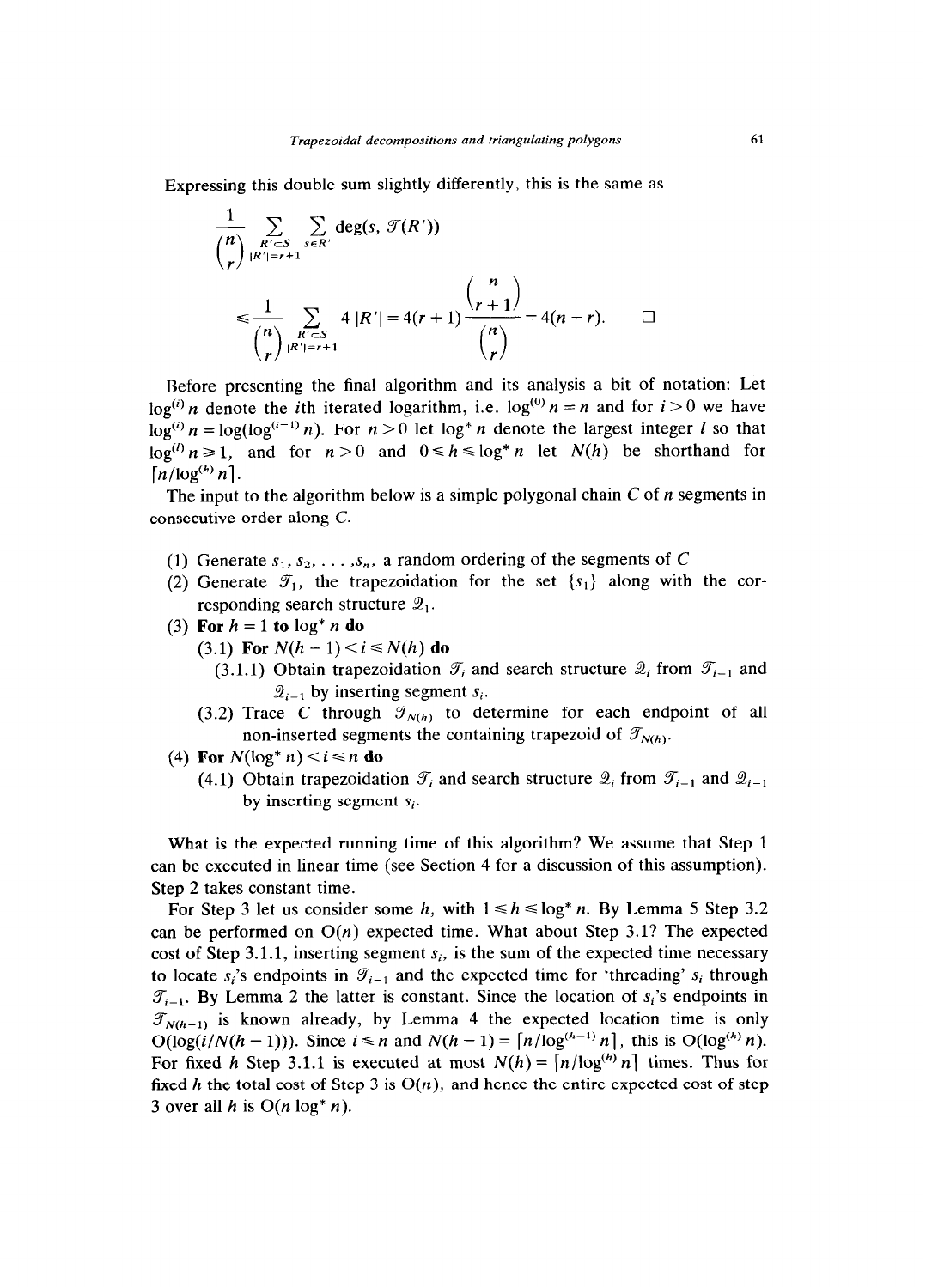Expressing this double sum slightly differently, this is the same as

$$\frac{1}{\binom{n}{r}} \sum_{\substack{R' \subseteq S \\ |R'|=r+1}} \sum_{s \in R'} \deg(s, \mathcal{T}(R'))$$

$$\leq \frac{1}{\binom{n}{r}} \sum_{\substack{R' \subseteq S \\ |R'|=r+1}} 4\,|R'| = 4(r+1)\frac{\binom{n}{r+1}}{\binom{n}{r}} = 4(n-r). \qquad \square$$

Before presenting the final algorithm and its analysis a bit of notation: Let $\log^{(i)} n$ denote the $i$th iterated logarithm, i.e. $\log^{(0)} n = n$ and for $i > 0$ we have $\log^{(i)} n = \log(\log^{(i-1)} n)$. For $n > 0$ let $\log^* n$ denote the largest integer $l$ so that $\log^{(l)} n \geq 1$, and for $n > 0$ and $0 \leq h \leq \log^* n$ let $N(h)$ be shorthand for $\lceil n/\log^{(h)} n \rceil$.

The input to the algorithm below is a simple polygonal chain $C$ of $n$ segments in consecutive order along $C$.

(1) Generate $s_1, s_2, \ldots, s_n$, a random ordering of the segments of $C$

(2) Generate $\mathcal{T}_1$, the trapezoidation for the set $\{s_1\}$ along with the corresponding search structure $\mathcal{Q}_1$.

(3) **For** $h = 1$ **to** $\log^* n$ **do**

(3.1) **For** $N(h-1) < i \leq N(h)$ **do**

(3.1.1) Obtain trapezoidation $\mathcal{T}_i$ and search structure $\mathcal{Q}_i$ from $\mathcal{T}_{i-1}$ and $\mathcal{Q}_{i-1}$ by inserting segment $s_i$.

(3.2) Trace $C$ through $\mathcal{T}_{N(h)}$ to determine for each endpoint of all non-inserted segments the containing trapezoid of $\mathcal{T}_{N(h)}$.

(4) **For** $N(\log^* n) < i \leq n$ **do**

(4.1) Obtain trapezoidation $\mathcal{T}_i$ and search structure $\mathcal{Q}_i$ from $\mathcal{T}_{i-1}$ and $\mathcal{Q}_{i-1}$ by inserting segment $s_i$.

What is the expected running time of this algorithm? We assume that Step 1 can be executed in linear time (see Section 4 for a discussion of this assumption). Step 2 takes constant time.

For Step 3 let us consider some $h$, with $1 \leq h \leq \log^* n$. By Lemma 5 Step 3.2 can be performed on $O(n)$ expected time. What about Step 3.1? The expected cost of Step 3.1.1, inserting segment $s_i$, is the sum of the expected time necessary to locate $s_i$'s endpoints in $\mathcal{T}_{i-1}$ and the expected time for 'threading' $s_i$ through $\mathcal{T}_{i-1}$. By Lemma 2 the latter is constant. Since the location of $s_i$'s endpoints in $\mathcal{T}_{N(h-1)}$ is known already, by Lemma 4 the expected location time is only $O(\log(i/N(h-1)))$. Since $i \leq n$ and $N(h-1) = \lceil n/\log^{(h-1)} n \rceil$, this is $O(\log^{(h)} n)$. For fixed $h$ Step 3.1.1 is executed at most $N(h) = \lceil n/\log^{(h)} n \rceil$ times. Thus for fixed $h$ the total cost of Step 3 is $O(n)$, and hence the entire expected cost of step 3 over all $h$ is $O(n \log^* n)$.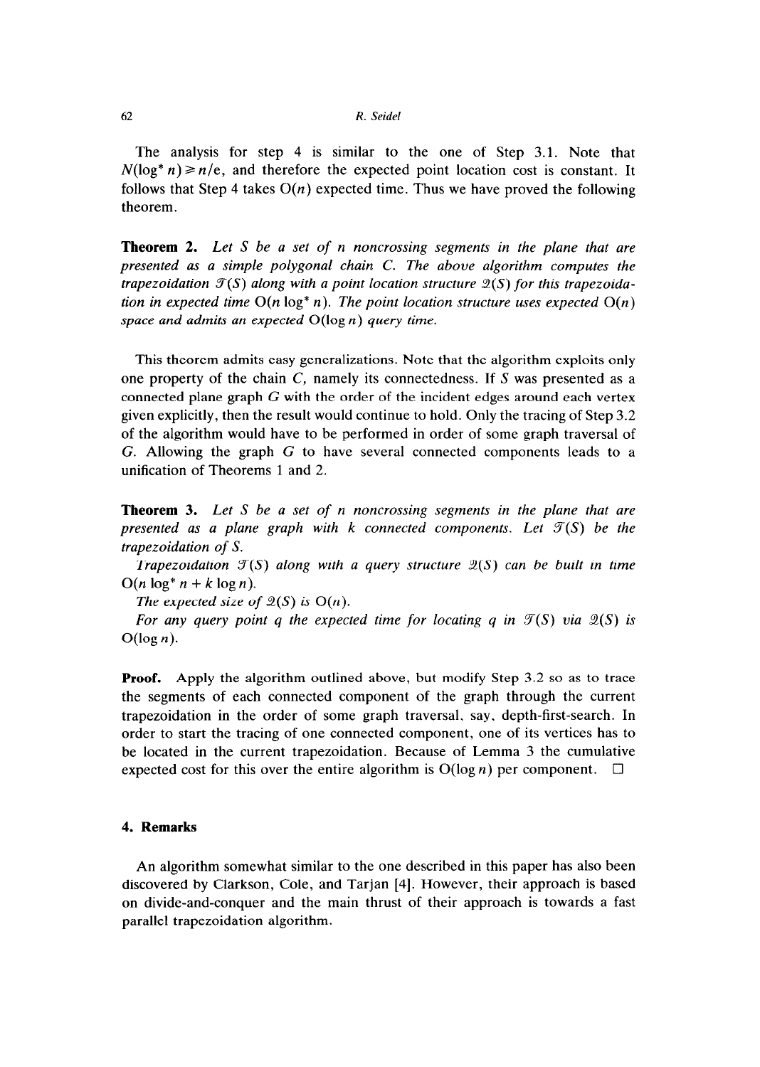The analysis for step 4 is similar to the one of Step 3.1. Note that $N(\log^* n) \geqslant n/e$, and therefore the expected point location cost is constant. It follows that Step 4 takes $O(n)$ expected time. Thus we have proved the following theorem.

**Theorem 2.** *Let $S$ be a set of $n$ noncrossing segments in the plane that are presented as a simple polygonal chain $C$. The above algorithm computes the trapezoidation $\mathcal{T}(S)$ along with a point location structure $\mathcal{Q}(S)$ for this trapezoidation in expected time $O(n \log^* n)$. The point location structure uses expected $O(n)$ space and admits an expected $O(\log n)$ query time.*

This theorem admits easy generalizations. Note that the algorithm exploits only one property of the chain $C$, namely its connectedness. If $S$ was presented as a connected plane graph $G$ with the order of the incident edges around each vertex given explicitly, then the result would continue to hold. Only the tracing of Step 3.2 of the algorithm would have to be performed in order of some graph traversal of $G$. Allowing the graph $G$ to have several connected components leads to a unification of Theorems 1 and 2.

**Theorem 3.** *Let $S$ be a set of $n$ noncrossing segments in the plane that are presented as a plane graph with $k$ connected components. Let $\mathcal{T}(S)$ be the trapezoidation of $S$.*

*Trapezoidation $\mathcal{T}(S)$ along with a query structure $\mathcal{Q}(S)$ can be built in time $O(n \log^* n + k \log n)$.*

*The expected size of $\mathcal{Q}(S)$ is $O(n)$.*

*For any query point $q$ the expected time for locating $q$ in $\mathcal{T}(S)$ via $\mathcal{Q}(S)$ is $O(\log n)$.*

**Proof.** Apply the algorithm outlined above, but modify Step 3.2 so as to trace the segments of each connected component of the graph through the current trapezoidation in the order of some graph traversal, say, depth-first-search. In order to start the tracing of one connected component, one of its vertices has to be located in the current trapezoidation. Because of Lemma 3 the cumulative expected cost for this over the entire algorithm is $O(\log n)$ per component. □

## 4. Remarks

An algorithm somewhat similar to the one described in this paper has also been discovered by Clarkson, Cole, and Tarjan [4]. However, their approach is based on divide-and-conquer and the main thrust of their approach is towards a fast parallel trapezoidation algorithm.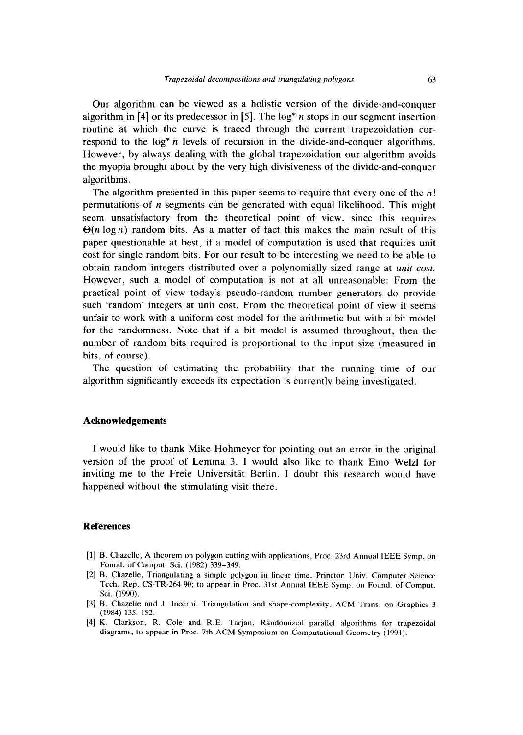Our algorithm can be viewed as a holistic version of the divide-and-conquer algorithm in [4] or its predecessor in [5]. The $\log^* n$ stops in our segment insertion routine at which the curve is traced through the current trapezoidation correspond to the $\log^* n$ levels of recursion in the divide-and-conquer algorithms. However, by always dealing with the global trapezoidation our algorithm avoids the myopia brought about by the very high divisiveness of the divide-and-conquer algorithms.

The algorithm presented in this paper seems to require that every one of the $n!$ permutations of $n$ segments can be generated with equal likelihood. This might seem unsatisfactory from the theoretical point of view, since this requires $\Theta(n \log n)$ random bits. As a matter of fact this makes the main result of this paper questionable at best, if a model of computation is used that requires unit cost for single random bits. For our result to be interesting we need to be able to obtain random integers distributed over a polynomially sized range at *unit cost*. However, such a model of computation is not at all unreasonable: From the practical point of view today's pseudo-random number generators do provide such 'random' integers at unit cost. From the theoretical point of view it seems unfair to work with a uniform cost model for the arithmetic but with a bit model for the randomness. Note that if a bit model is assumed throughout, then the number of random bits required is proportional to the input size (measured in bits, of course).

The question of estimating the probability that the running time of our algorithm significantly exceeds its expectation is currently being investigated.

## Acknowledgements

I would like to thank Mike Hohmeyer for pointing out an error in the original version of the proof of Lemma 3. I would also like to thank Emo Welzl for inviting me to the Freie Universität Berlin. I doubt this research would have happened without the stimulating visit there.

## References

[1] B. Chazelle, A theorem on polygon cutting with applications, Proc. 23rd Annual IEEE Symp. on Found. of Comput. Sci. (1982) 339–349.

[2] B. Chazelle, Triangulating a simple polygon in linear time, Princton Univ. Computer Science Tech. Rep. CS-TR-264-90; to appear in Proc. 31st Annual IEEE Symp. on Found. of Comput. Sci. (1990).

[3] B. Chazelle and J. Incerpi, Triangulation and shape-complexity, ACM Trans. on Graphics 3 (1984) 135–152.

[4] K. Clarkson, R. Cole and R.E. Tarjan, Randomized parallel algorithms for trapezoidal diagrams, to appear in Proc. 7th ACM Symposium on Computational Geometry (1991).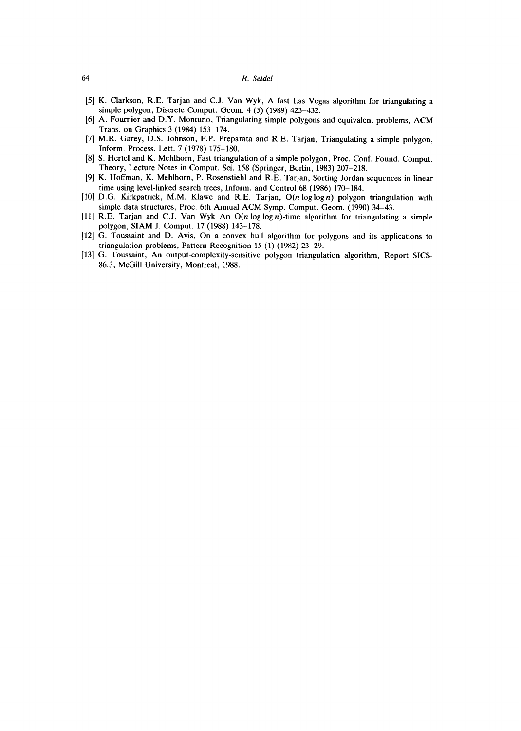[5] K. Clarkson, R.E. Tarjan and C.J. Van Wyk, A fast Las Vegas algorithm for triangulating a simple polygon, Discrete Comput. Geom. 4 (5) (1989) 423–432.

[6] A. Fournier and D.Y. Montuno, Triangulating simple polygons and equivalent problems, ACM Trans. on Graphics 3 (1984) 153–174.

[7] M.R. Garey, D.S. Johnson, F.P. Preparata and R.E. Tarjan, Triangulating a simple polygon, Inform. Process. Lett. 7 (1978) 175–180.

[8] S. Hertel and K. Mehlhorn, Fast triangulation of a simple polygon, Proc. Conf. Found. Comput. Theory, Lecture Notes in Comput. Sci. 158 (Springer, Berlin, 1983) 207–218.

[9] K. Hoffman, K. Mehlhorn, P. Rosenstiehl and R.E. Tarjan, Sorting Jordan sequences in linear time using level-linked search trees, Inform. and Control 68 (1986) 170–184.

[10] D.G. Kirkpatrick, M.M. Klawe and R.E. Tarjan, $O(n \log \log n)$ polygon triangulation with simple data structures, Proc. 6th Annual ACM Symp. Comput. Geom. (1990) 34–43.

[11] R.E. Tarjan and C.J. Van Wyk An $O(n \log \log n)$-time algorithm for triangulating a simple polygon, SIAM J. Comput. 17 (1988) 143–178.

[12] G. Toussaint and D. Avis, On a convex hull algorithm for polygons and its applications to triangulation problems, Pattern Recognition 15 (1) (1982) 23–29.

[13] G. Toussaint, An output-complexity-sensitive polygon triangulation algorithm, Report SICS-86.3, McGill University, Montreal, 1988.